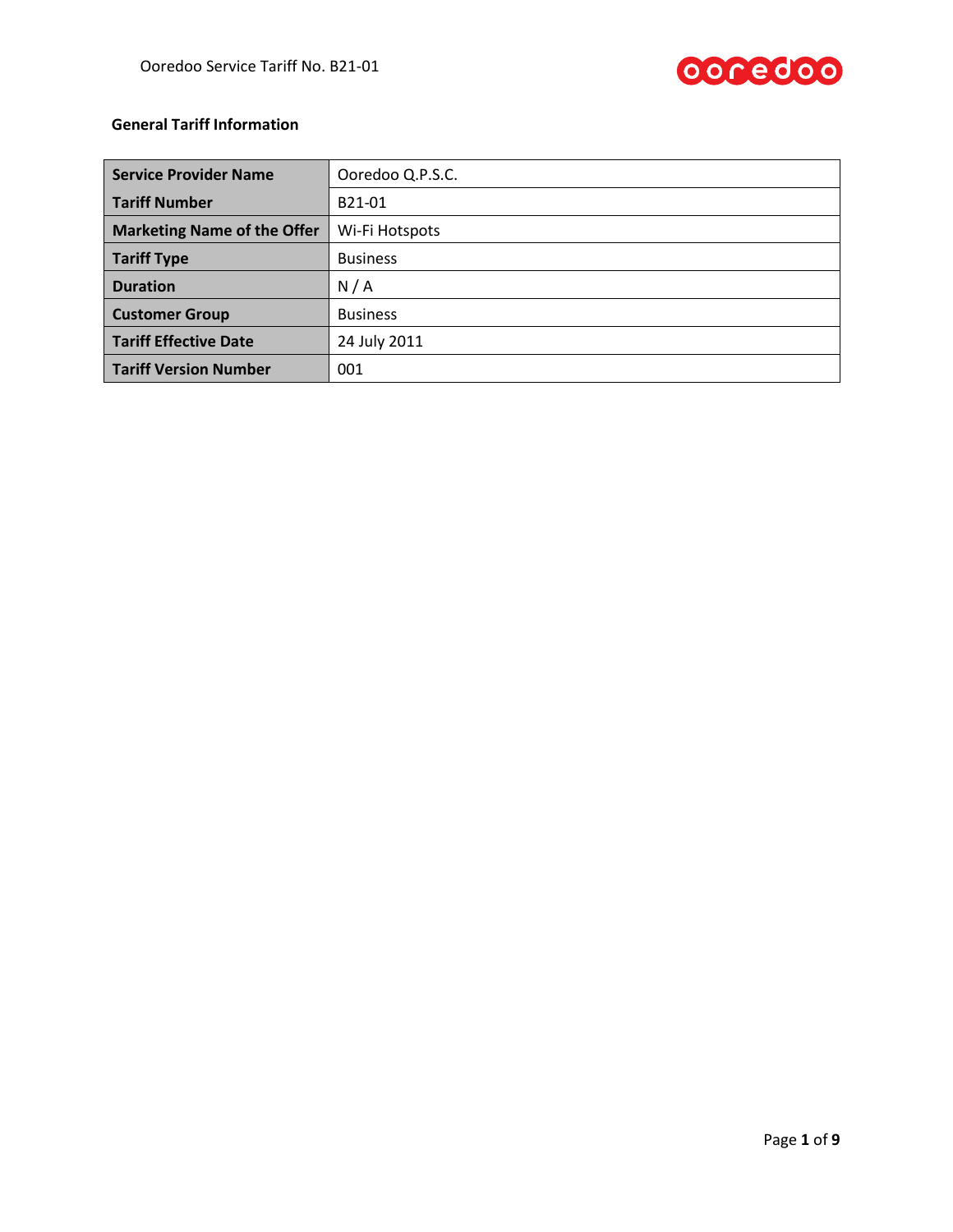**General Tariff Information**

| Service Provider Name | Ooredoo Q.P.S.C. |
|---|---|
| Tariff Number | B21-01 |
| Marketing Name of the Offer | Wi-Fi Hotspots |
| Tariff Type | Business |
| Duration | N / A |
| Customer Group | Business |
| Tariff Effective Date | 24 July 2011 |
| Tariff Version Number | 001 |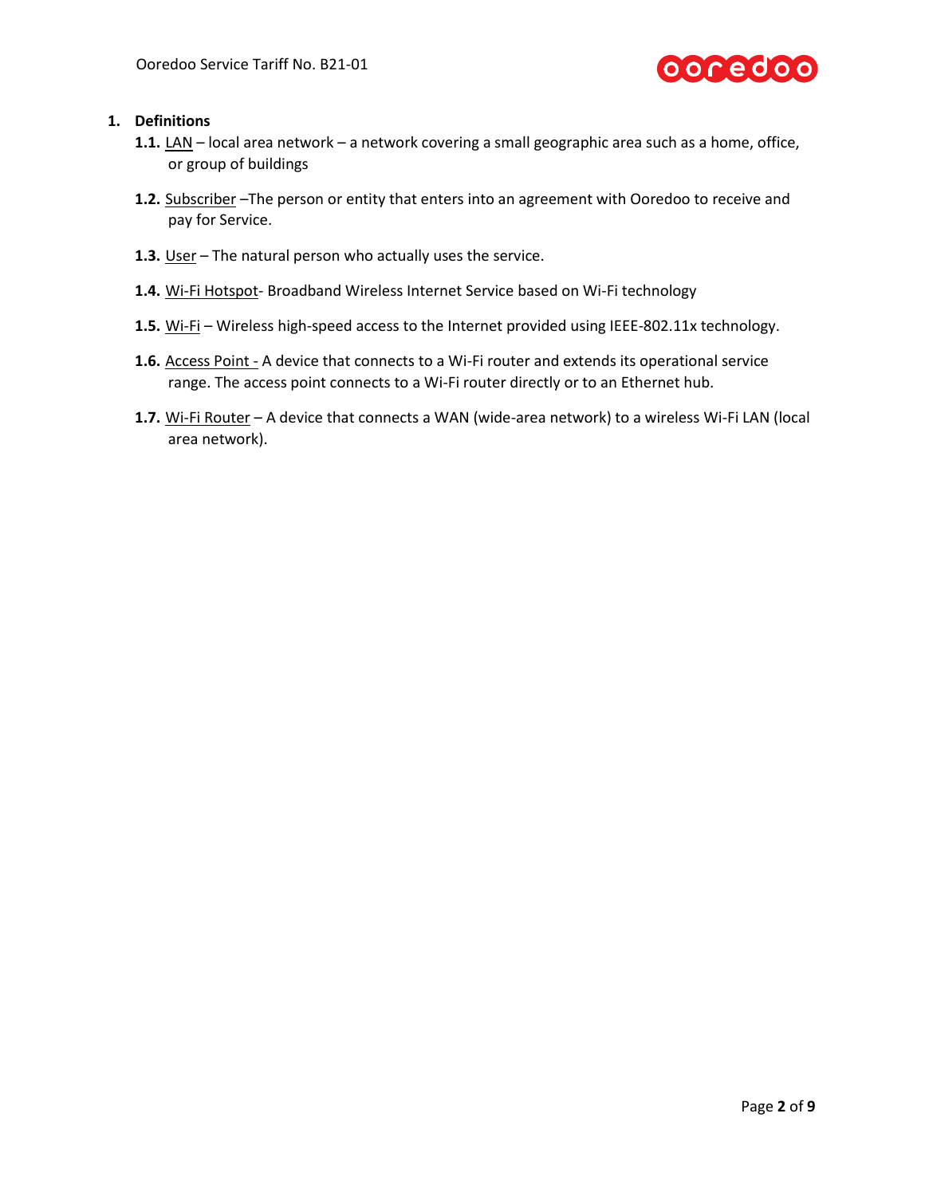## 1. Definitions

**1.1.** LAN – local area network – a network covering a small geographic area such as a home, office, or group of buildings

**1.2.** Subscriber –The person or entity that enters into an agreement with Ooredoo to receive and pay for Service.

**1.3.** User – The natural person who actually uses the service.

**1.4.** Wi-Fi Hotspot- Broadband Wireless Internet Service based on Wi-Fi technology

**1.5.** Wi-Fi – Wireless high-speed access to the Internet provided using IEEE-802.11x technology.

**1.6.** Access Point - A device that connects to a Wi-Fi router and extends its operational service range. The access point connects to a Wi-Fi router directly or to an Ethernet hub.

**1.7.** Wi-Fi Router – A device that connects a WAN (wide-area network) to a wireless Wi-Fi LAN (local area network).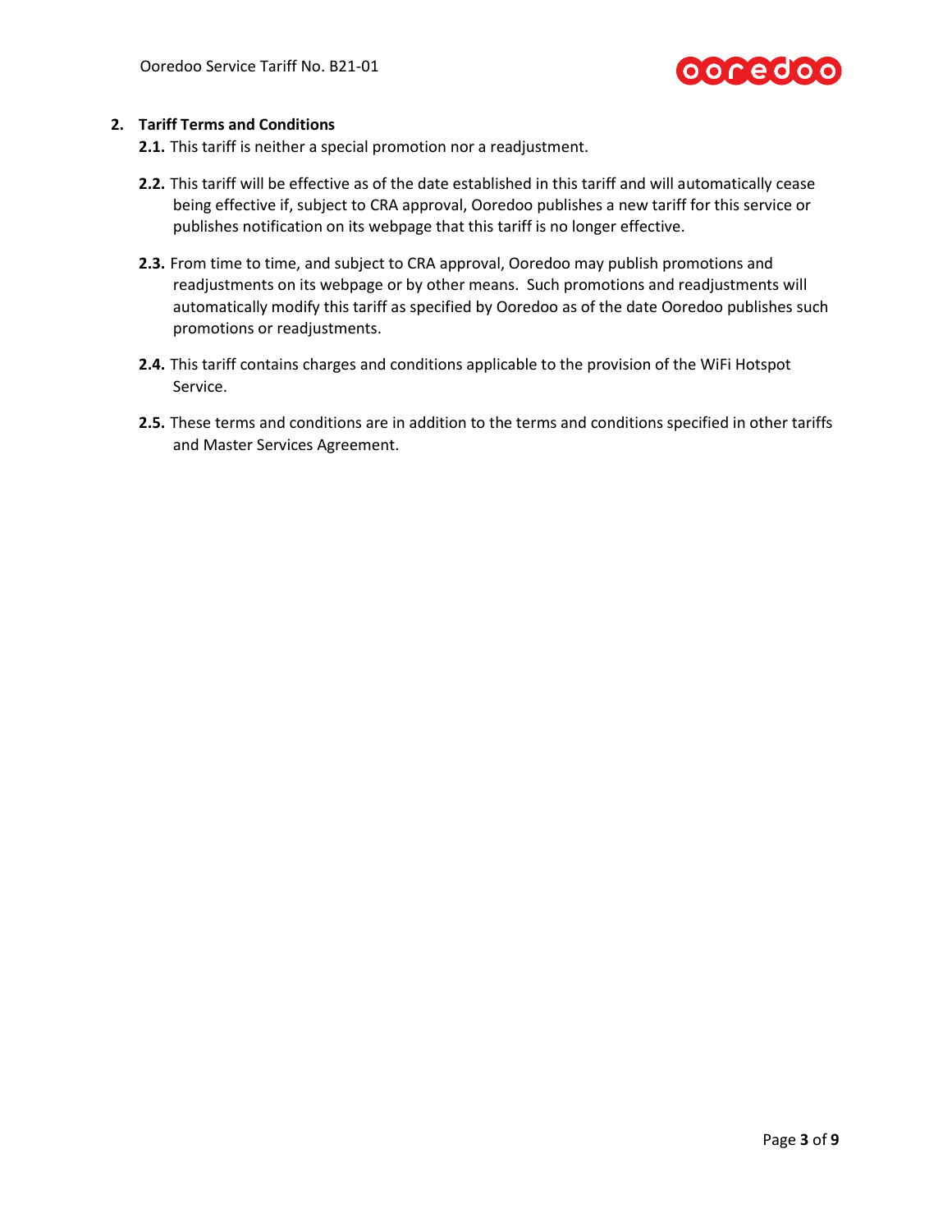## 2. Tariff Terms and Conditions

**2.1.** This tariff is neither a special promotion nor a readjustment.

**2.2.** This tariff will be effective as of the date established in this tariff and will automatically cease being effective if, subject to CRA approval, Ooredoo publishes a new tariff for this service or publishes notification on its webpage that this tariff is no longer effective.

**2.3.** From time to time, and subject to CRA approval, Ooredoo may publish promotions and readjustments on its webpage or by other means. Such promotions and readjustments will automatically modify this tariff as specified by Ooredoo as of the date Ooredoo publishes such promotions or readjustments.

**2.4.** This tariff contains charges and conditions applicable to the provision of the WiFi Hotspot Service.

**2.5.** These terms and conditions are in addition to the terms and conditions specified in other tariffs and Master Services Agreement.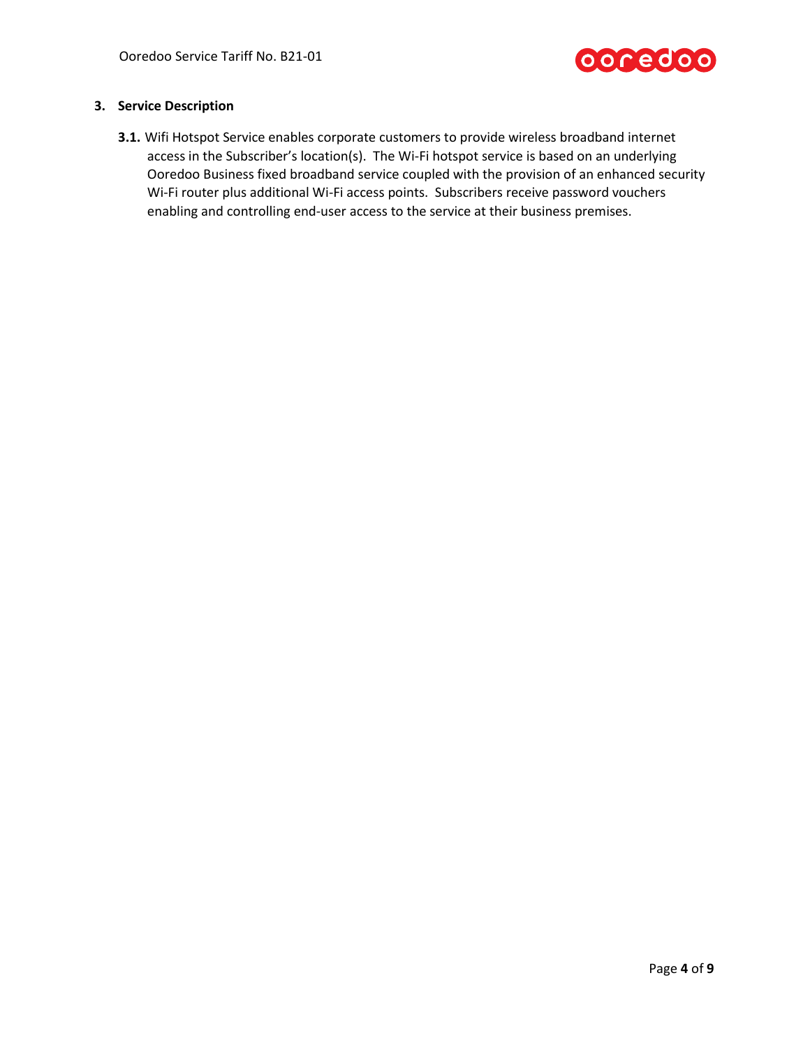## 3. Service Description

**3.1.** Wifi Hotspot Service enables corporate customers to provide wireless broadband internet access in the Subscriber's location(s). The Wi-Fi hotspot service is based on an underlying Ooredoo Business fixed broadband service coupled with the provision of an enhanced security Wi-Fi router plus additional Wi-Fi access points. Subscribers receive password vouchers enabling and controlling end-user access to the service at their business premises.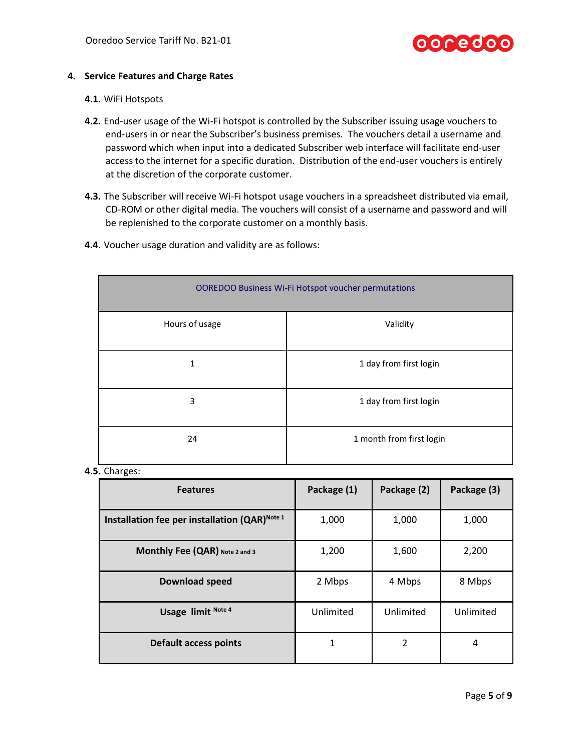## 4. Service Features and Charge Rates

**4.1.** WiFi Hotspots

**4.2.** End-user usage of the Wi-Fi hotspot is controlled by the Subscriber issuing usage vouchers to end-users in or near the Subscriber's business premises. The vouchers detail a username and password which when input into a dedicated Subscriber web interface will facilitate end-user access to the internet for a specific duration. Distribution of the end-user vouchers is entirely at the discretion of the corporate customer.

**4.3.** The Subscriber will receive Wi-Fi hotspot usage vouchers in a spreadsheet distributed via email, CD-ROM or other digital media. The vouchers will consist of a username and password and will be replenished to the corporate customer on a monthly basis.

**4.4.** Voucher usage duration and validity are as follows:

| OOREDOO Business Wi-Fi Hotspot voucher permutations | |
|---|---|
| Hours of usage | Validity |
| 1 | 1 day from first login |
| 3 | 1 day from first login |
| 24 | 1 month from first login |

**4.5.** Charges:

| Features | Package (1) | Package (2) | Package (3) |
|---|---|---|---|
| **Installation fee per installation (QAR)** Note 1 | 1,000 | 1,000 | 1,000 |
| **Monthly Fee (QAR)** Note 2 and 3 | 1,200 | 1,600 | 2,200 |
| **Download speed** | 2 Mbps | 4 Mbps | 8 Mbps |
| **Usage limit** Note 4 | Unlimited | Unlimited | Unlimited |
| **Default access points** | 1 | 2 | 4 |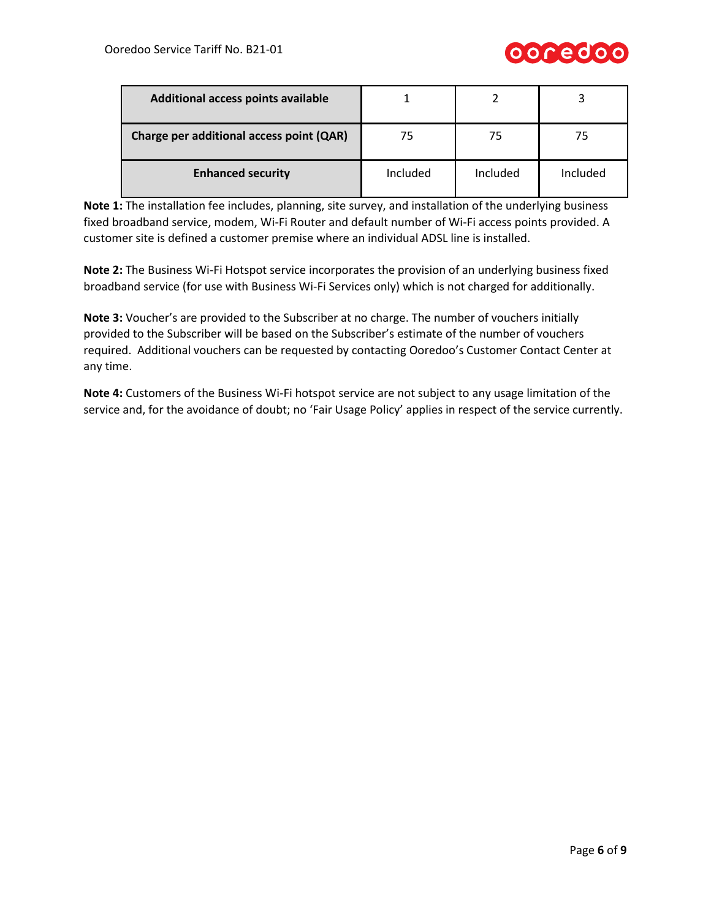| Additional access points available | 1 | 2 | 3 |
|---|---|---|---|
| Charge per additional access point (QAR) | 75 | 75 | 75 |
| Enhanced security | Included | Included | Included |

**Note 1:** The installation fee includes, planning, site survey, and installation of the underlying business fixed broadband service, modem, Wi-Fi Router and default number of Wi-Fi access points provided. A customer site is defined a customer premise where an individual ADSL line is installed.

**Note 2:** The Business Wi-Fi Hotspot service incorporates the provision of an underlying business fixed broadband service (for use with Business Wi-Fi Services only) which is not charged for additionally.

**Note 3:** Voucher's are provided to the Subscriber at no charge. The number of vouchers initially provided to the Subscriber will be based on the Subscriber's estimate of the number of vouchers required. Additional vouchers can be requested by contacting Ooredoo's Customer Contact Center at any time.

**Note 4:** Customers of the Business Wi-Fi hotspot service are not subject to any usage limitation of the service and, for the avoidance of doubt; no 'Fair Usage Policy' applies in respect of the service currently.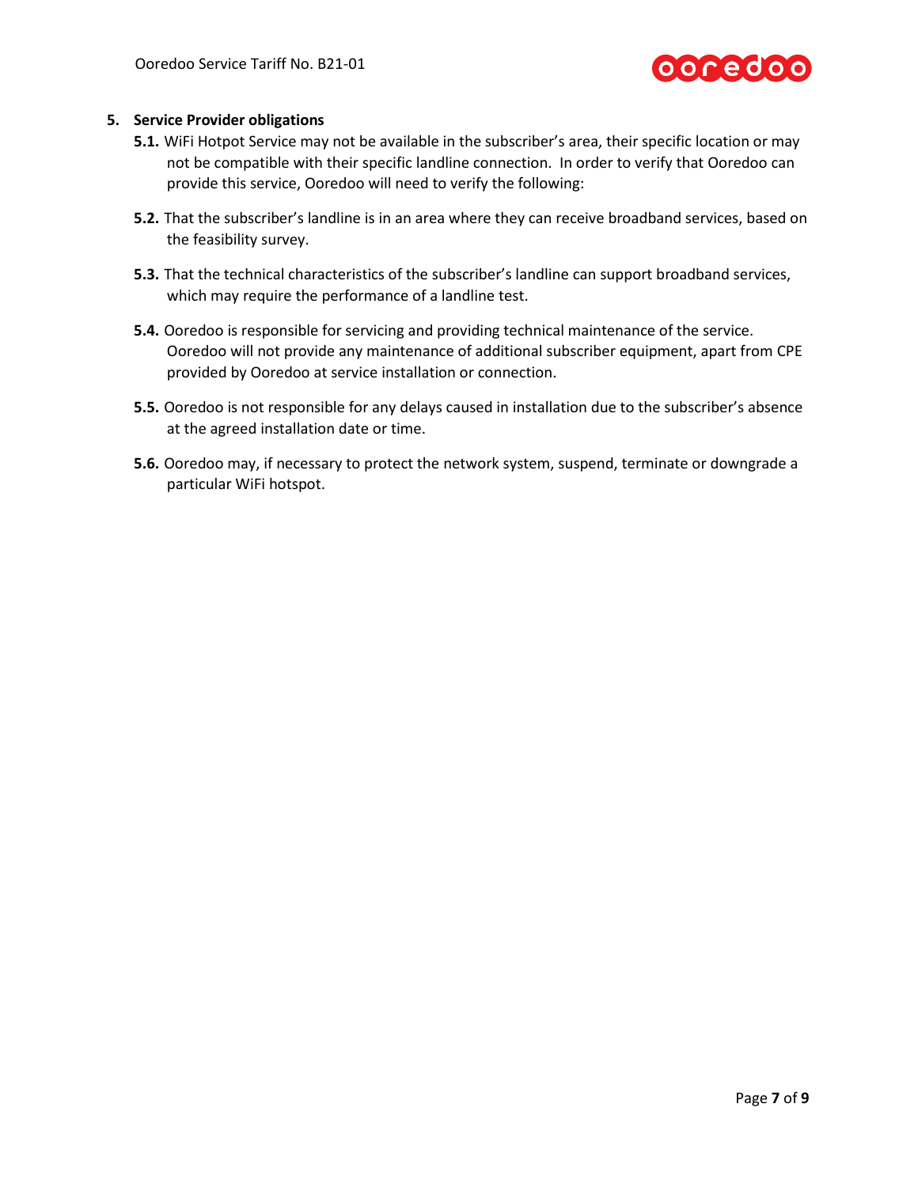## 5. Service Provider obligations

**5.1.** WiFi Hotpot Service may not be available in the subscriber's area, their specific location or may not be compatible with their specific landline connection. In order to verify that Ooredoo can provide this service, Ooredoo will need to verify the following:

**5.2.** That the subscriber's landline is in an area where they can receive broadband services, based on the feasibility survey.

**5.3.** That the technical characteristics of the subscriber's landline can support broadband services, which may require the performance of a landline test.

**5.4.** Ooredoo is responsible for servicing and providing technical maintenance of the service. Ooredoo will not provide any maintenance of additional subscriber equipment, apart from CPE provided by Ooredoo at service installation or connection.

**5.5.** Ooredoo is not responsible for any delays caused in installation due to the subscriber's absence at the agreed installation date or time.

**5.6.** Ooredoo may, if necessary to protect the network system, suspend, terminate or downgrade a particular WiFi hotspot.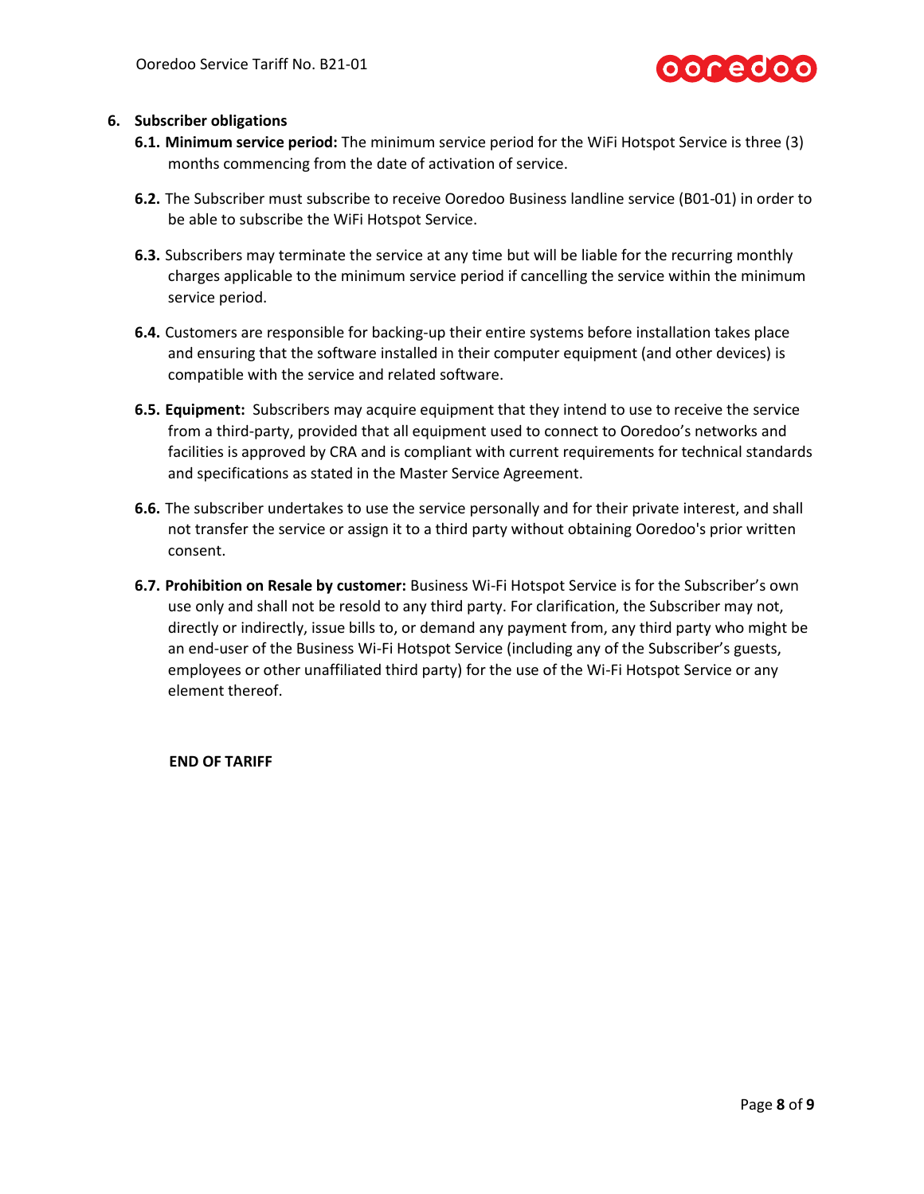## 6. Subscriber obligations

**6.1. Minimum service period:** The minimum service period for the WiFi Hotspot Service is three (3) months commencing from the date of activation of service.

**6.2.** The Subscriber must subscribe to receive Ooredoo Business landline service (B01-01) in order to be able to subscribe the WiFi Hotspot Service.

**6.3.** Subscribers may terminate the service at any time but will be liable for the recurring monthly charges applicable to the minimum service period if cancelling the service within the minimum service period.

**6.4.** Customers are responsible for backing-up their entire systems before installation takes place and ensuring that the software installed in their computer equipment (and other devices) is compatible with the service and related software.

**6.5. Equipment:** Subscribers may acquire equipment that they intend to use to receive the service from a third-party, provided that all equipment used to connect to Ooredoo's networks and facilities is approved by CRA and is compliant with current requirements for technical standards and specifications as stated in the Master Service Agreement.

**6.6.** The subscriber undertakes to use the service personally and for their private interest, and shall not transfer the service or assign it to a third party without obtaining Ooredoo's prior written consent.

**6.7. Prohibition on Resale by customer:** Business Wi-Fi Hotspot Service is for the Subscriber's own use only and shall not be resold to any third party. For clarification, the Subscriber may not, directly or indirectly, issue bills to, or demand any payment from, any third party who might be an end-user of the Business Wi-Fi Hotspot Service (including any of the Subscriber's guests, employees or other unaffiliated third party) for the use of the Wi-Fi Hotspot Service or any element thereof.

**END OF TARIFF**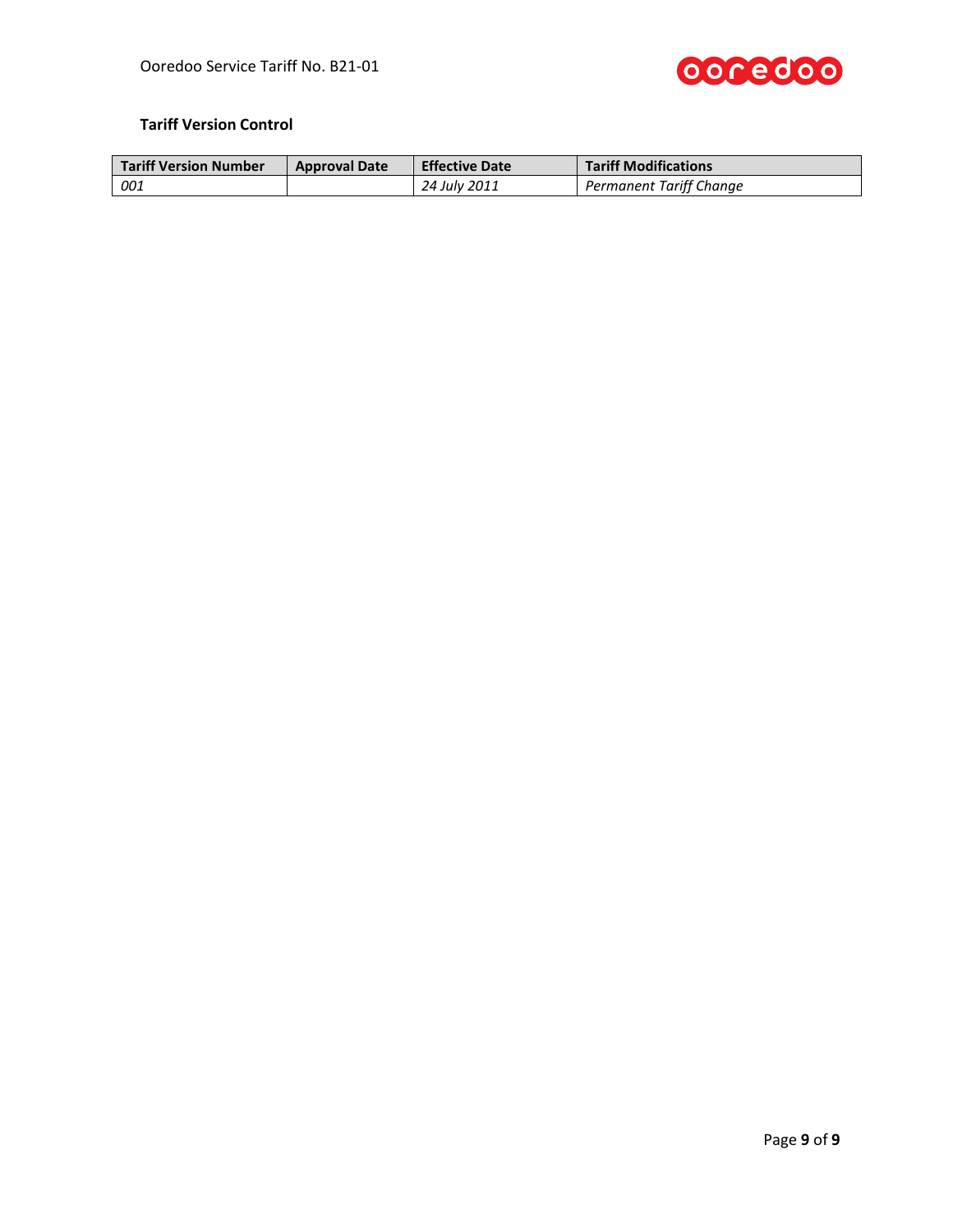**Tariff Version Control**

| Tariff Version Number | Approval Date | Effective Date | Tariff Modifications |
|---|---|---|---|
| *001* | | *24 July 2011* | *Permanent Tariff Change* |